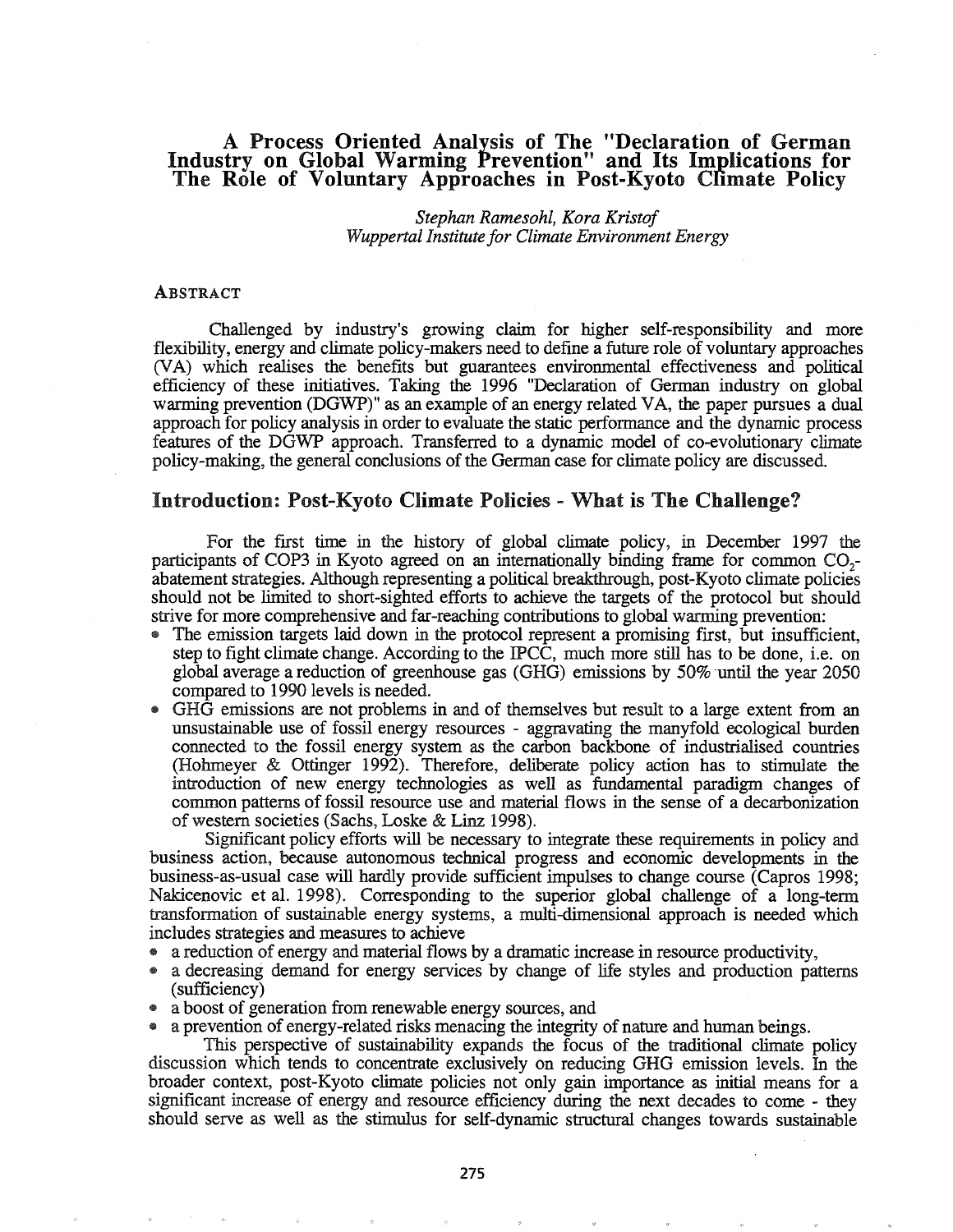# A Process Oriented Analysis of The "Declaration of German Industry on Global Warming Prevention" and Its Implications for The Rôle of Voluntary Approaches in Post-Kyoto Climate Policy

*Stephan Ramesohl, Kora Kristof*
*Wuppertal Institute for Climate Environment Energy*

## ABSTRACT

Challenged by industry's growing claim for higher self-responsibility and more flexibility, energy and climate policy-makers need to define a future role of voluntary approaches (VA) which realises the benefits but guarantees environmental effectiveness and political efficiency of these initiatives. Taking the 1996 "Declaration of German industry on global warming prevention (DGWP)" as an example of an energy related VA, the paper pursues a dual approach for policy analysis in order to evaluate the static performance and the dynamic process features of the DGWP approach. Transferred to a dynamic model of co-evolutionary climate policy-making, the general conclusions of the German case for climate policy are discussed.

## Introduction: Post-Kyoto Climate Policies - What is The Challenge?

For the first time in the history of global climate policy, in December 1997 the participants of COP3 in Kyoto agreed on an internationally binding frame for common $CO_2$-abatement strategies. Although representing a political breakthrough, post-Kyoto climate policies should not be limited to short-sighted efforts to achieve the targets of the protocol but should strive for more comprehensive and far-reaching contributions to global warming prevention:

- The emission targets laid down in the protocol represent a promising first, but insufficient, step to fight climate change. According to the IPCC, much more still has to be done, i.e. on global average a reduction of greenhouse gas (GHG) emissions by 50% until the year 2050 compared to 1990 levels is needed.
- GHG emissions are not problems in and of themselves but result to a large extent from an unsustainable use of fossil energy resources - aggravating the manyfold ecological burden connected to the fossil energy system as the carbon backbone of industrialised countries (Hohmeyer & Ottinger 1992). Therefore, deliberate policy action has to stimulate the introduction of new energy technologies as well as fundamental paradigm changes of common patterns of fossil resource use and material flows in the sense of a decarbonization of western societies (Sachs, Loske & Linz 1998).

Significant policy efforts will be necessary to integrate these requirements in policy and business action, because autonomous technical progress and economic developments in the business-as-usual case will hardly provide sufficient impulses to change course (Capros 1998; Nakicenovic et al. 1998). Corresponding to the superior global challenge of a long-term transformation of sustainable energy systems, a multi-dimensional approach is needed which includes strategies and measures to achieve

- a reduction of energy and material flows by a dramatic increase in resource productivity,
- a decreasing demand for energy services by change of life styles and production patterns (sufficiency)
- a boost of generation from renewable energy sources, and
- a prevention of energy-related risks menacing the integrity of nature and human beings.

This perspective of sustainability expands the focus of the traditional climate policy discussion which tends to concentrate exclusively on reducing GHG emission levels. In the broader context, post-Kyoto climate policies not only gain importance as initial means for a significant increase of energy and resource efficiency during the next decades to come - they should serve as well as the stimulus for self-dynamic structural changes towards sustainable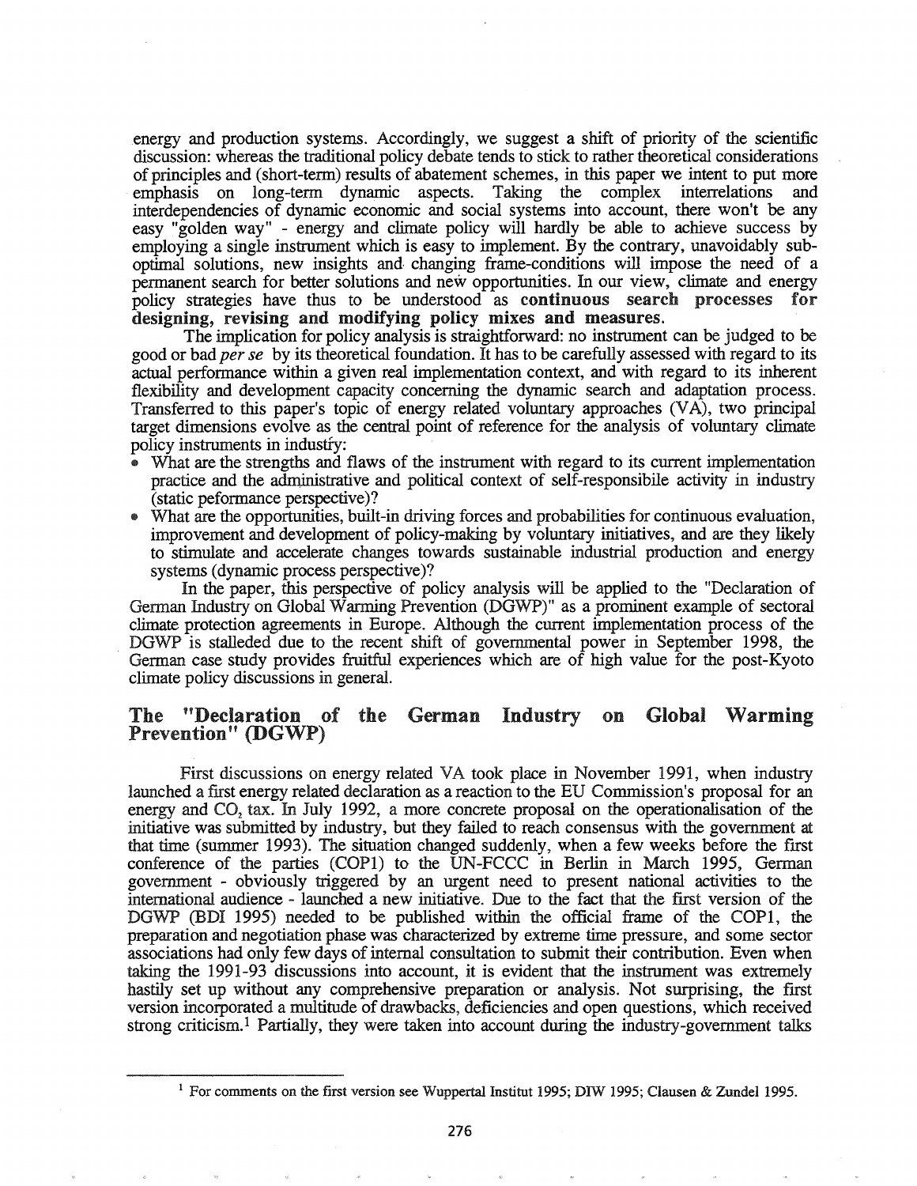energy and production systems. Accordingly, we suggest a shift of priority of the scientific discussion: whereas the traditional policy debate tends to stick to rather theoretical considerations of principles and (short-term) results of abatement schemes, in this paper we intent to put more emphasis on long-term dynamic aspects. Taking the complex interrelations and interdependencies of dynamic economic and social systems into account, there won't be any easy "golden way" - energy and climate policy will hardly be able to achieve success by employing a single instrument which is easy to implement. By the contrary, unavoidably sub-optimal solutions, new insights and changing frame-conditions will impose the need of a permanent search for better solutions and new opportunities. In our view, climate and energy policy strategies have thus to be understood as **continuous search processes for designing, revising and modifying policy mixes and measures.**

The implication for policy analysis is straightforward: no instrument can be judged to be good or bad *per se* by its theoretical foundation. It has to be carefully assessed with regard to its actual performance within a given real implementation context, and with regard to its inherent flexibility and development capacity concerning the dynamic search and adaptation process. Transferred to this paper's topic of energy related voluntary approaches (VA), two principal target dimensions evolve as the central point of reference for the analysis of voluntary climate policy instruments in industry:

- What are the strengths and flaws of the instrument with regard to its current implementation practice and the administrative and political context of self-responsibile activity in industry (static peformance perspective)?
- What are the opportunities, built-in driving forces and probabilities for continuous evaluation, improvement and development of policy-making by voluntary initiatives, and are they likely to stimulate and accelerate changes towards sustainable industrial production and energy systems (dynamic process perspective)?

In the paper, this perspective of policy analysis will be applied to the "Declaration of German Industry on Global Warming Prevention (DGWP)" as a prominent example of sectoral climate protection agreements in Europe. Although the current implementation process of the DGWP is stalleded due to the recent shift of governmental power in September 1998, the German case study provides fruitful experiences which are of high value for the post-Kyoto climate policy discussions in general.

## The "Declaration of the German Industry on Global Warming Prevention" (DGWP)

First discussions on energy related VA took place in November 1991, when industry launched a first energy related declaration as a reaction to the EU Commission's proposal for an energy and $CO_2$ tax. In July 1992, a more concrete proposal on the operationalisation of the initiative was submitted by industry, but they failed to reach consensus with the government at that time (summer 1993). The situation changed suddenly, when a few weeks before the first conference of the parties (COP1) to the UN-FCCC in Berlin in March 1995, German government - obviously triggered by an urgent need to present national activities to the international audience - launched a new initiative. Due to the fact that the first version of the DGWP (BDI 1995) needed to be published within the official frame of the COP1, the preparation and negotiation phase was characterized by extreme time pressure, and some sector associations had only few days of internal consultation to submit their contribution. Even when taking the 1991-93 discussions into account, it is evident that the instrument was extremely hastily set up without any comprehensive preparation or analysis. Not surprising, the first version incorporated a multitude of drawbacks, deficiencies and open questions, which received strong criticism.[1] Partially, they were taken into account during the industry-government talks

[1] For comments on the first version see Wuppertal Institut 1995; DIW 1995; Clausen & Zundel 1995.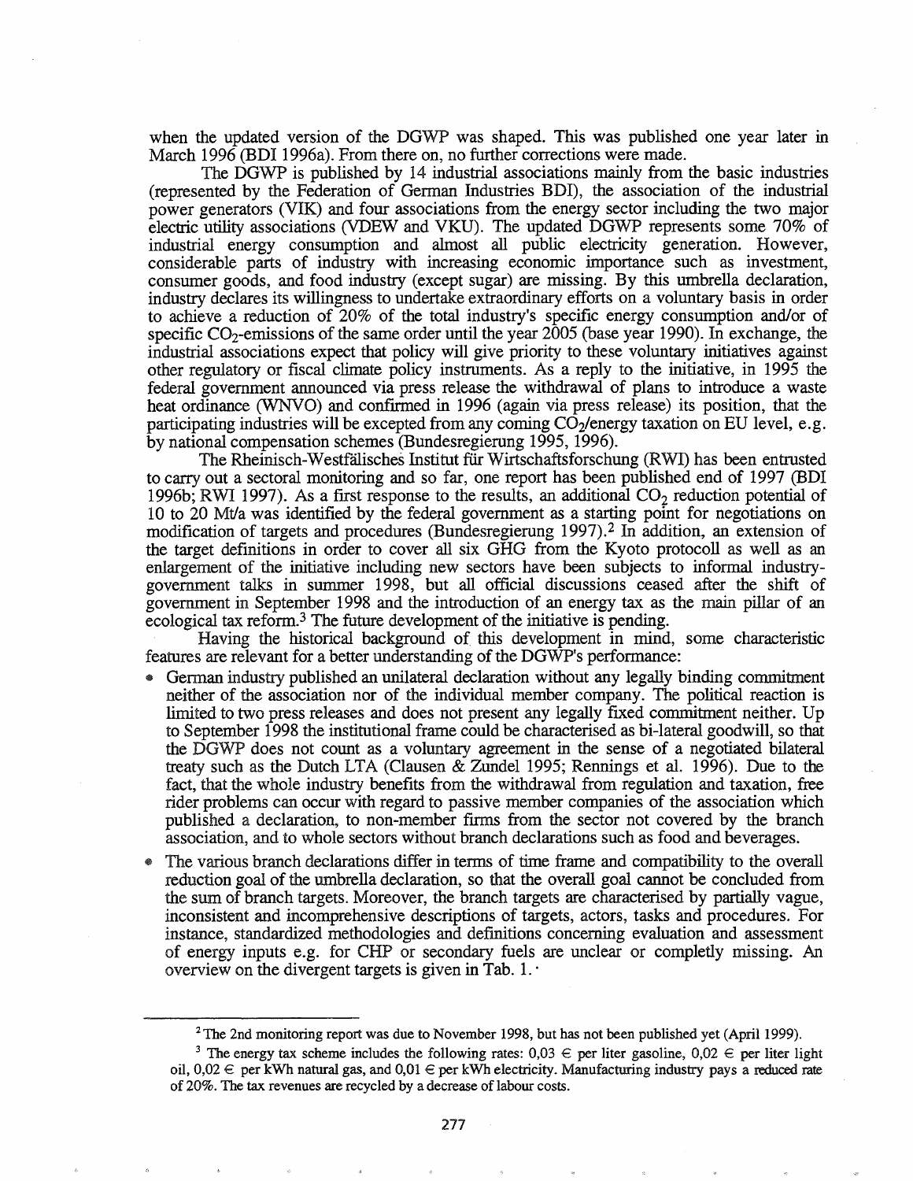when the updated version of the DGWP was shaped. This was published one year later in March 1996 (BDI 1996a). From there on, no further corrections were made.

The DGWP is published by 14 industrial associations mainly from the basic industries (represented by the Federation of German Industries BDI), the association of the industrial power generators (VIK) and four associations from the energy sector including the two major electric utility associations (VDEW and VKU). The updated DGWP represents some 70% of industrial energy consumption and almost all public electricity generation. However, considerable parts of industry with increasing economic importance such as investment, consumer goods, and food industry (except sugar) are missing. By this umbrella declaration, industry declares its willingness to undertake extraordinary efforts on a voluntary basis in order to achieve a reduction of 20% of the total industry's specific energy consumption and/or of specific $CO_2$-emissions of the same order until the year 2005 (base year 1990). In exchange, the industrial associations expect that policy will give priority to these voluntary initiatives against other regulatory or fiscal climate policy instruments. As a reply to the initiative, in 1995 the federal government announced via press release the withdrawal of plans to introduce a waste heat ordinance (WNVO) and confirmed in 1996 (again via press release) its position, that the participating industries will be excepted from any coming $CO_2$/energy taxation on EU level, e.g. by national compensation schemes (Bundesregierung 1995, 1996).

The Rheinisch-Westfälisches Institut für Wirtschaftsforschung (RWI) has been entrusted to carry out a sectoral monitoring and so far, one report has been published end of 1997 (BDI 1996b; RWI 1997). As a first response to the results, an additional $CO_2$ reduction potential of 10 to 20 Mt/a was identified by the federal government as a starting point for negotiations on modification of targets and procedures (Bundesregierung 1997).[2] In addition, an extension of the target definitions in order to cover all six GHG from the Kyoto protocoll as well as an enlargement of the initiative including new sectors have been subjects to informal industry-government talks in summer 1998, but all official discussions ceased after the shift of government in September 1998 and the introduction of an energy tax as the main pillar of an ecological tax reform.[3] The future development of the initiative is pending.

Having the historical background of this development in mind, some characteristic features are relevant for a better understanding of the DGWP's performance:

- German industry published an unilateral declaration without any legally binding commitment neither of the association nor of the individual member company. The political reaction is limited to two press releases and does not present any legally fixed commitment neither. Up to September 1998 the institutional frame could be characterised as bi-lateral goodwill, so that the DGWP does not count as a voluntary agreement in the sense of a negotiated bilateral treaty such as the Dutch LTA (Clausen & Zundel 1995; Rennings et al. 1996). Due to the fact, that the whole industry benefits from the withdrawal from regulation and taxation, free rider problems can occur with regard to passive member companies of the association which published a declaration, to non-member firms from the sector not covered by the branch association, and to whole sectors without branch declarations such as food and beverages.
- The various branch declarations differ in terms of time frame and compatibility to the overall reduction goal of the umbrella declaration, so that the overall goal cannot be concluded from the sum of branch targets. Moreover, the branch targets are characterised by partially vague, inconsistent and incomprehensive descriptions of targets, actors, tasks and procedures. For instance, standardized methodologies and definitions concerning evaluation and assessment of energy inputs e.g. for CHP or secondary fuels are unclear or completly missing. An overview on the divergent targets is given in Tab. 1.

[2] The 2nd monitoring report was due to November 1998, but has not been published yet (April 1999).

[3] The energy tax scheme includes the following rates: 0,03 € per liter gasoline, 0,02 € per liter light oil, 0,02 € per kWh natural gas, and 0,01 € per kWh electricity. Manufacturing industry pays a reduced rate of 20%. The tax revenues are recycled by a decrease of labour costs.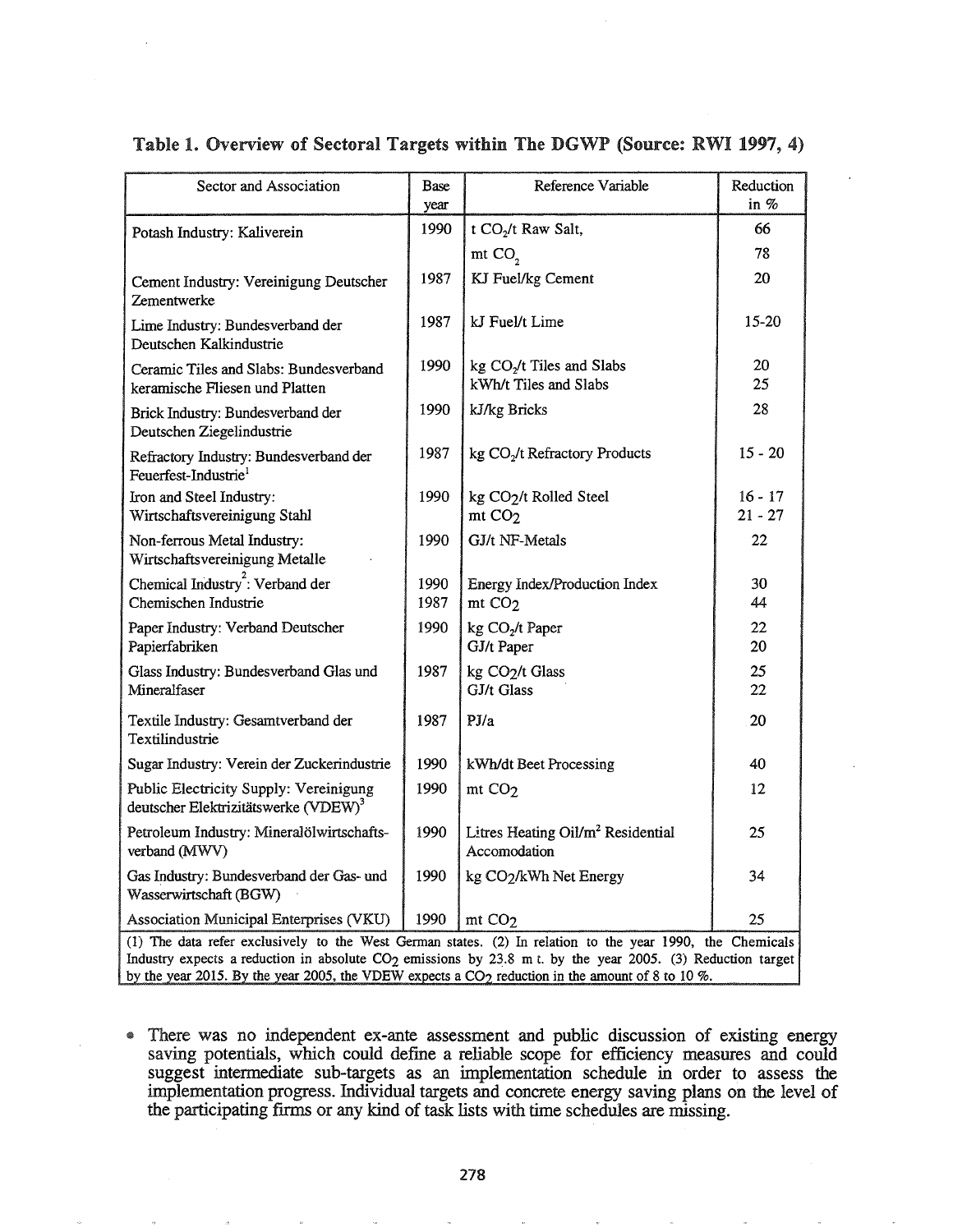**Table 1. Overview of Sectoral Targets within The DGWP (Source: RWI 1997, 4)**

| Sector and Association | Base year | Reference Variable | Reduction in % |
|---|---|---|---|
| Potash Industry: Kaliverein | 1990 | t $CO_2$/t Raw Salt, | 66 |
| | | mt $CO_2$ | 78 |
| Cement Industry: Vereinigung Deutscher Zementwerke | 1987 | KJ Fuel/kg Cement | 20 |
| Lime Industry: Bundesverband der Deutschen Kalkindustrie | 1987 | kJ Fuel/t Lime | 15-20 |
| Ceramic Tiles and Slabs: Bundesverband keramische Fliesen und Platten | 1990 | kg $CO_2$/t Tiles and Slabs<br>kWh/t Tiles and Slabs | 20<br>25 |
| Brick Industry: Bundesverband der Deutschen Ziegelindustrie | 1990 | kJ/kg Bricks | 28 |
| Refractory Industry: Bundesverband der Feuerfest-Industrie[1] | 1987 | kg $CO_2$/t Refractory Products | 15 - 20 |
| Iron and Steel Industry: Wirtschaftsvereinigung Stahl | 1990 | kg $CO_2$/t Rolled Steel<br>mt $CO_2$ | 16 - 17<br>21 - 27 |
| Non-ferrous Metal Industry: Wirtschaftsvereinigung Metalle | 1990 | GJ/t NF-Metals | 22 |
| Chemical Industry[2]: Verband der Chemischen Industrie | 1990<br>1987 | Energy Index/Production Index<br>mt $CO_2$ | 30<br>44 |
| Paper Industry: Verband Deutscher Papierfabriken | 1990 | kg $CO_2$/t Paper<br>GJ/t Paper | 22<br>20 |
| Glass Industry: Bundesverband Glas und Mineralfaser | 1987 | kg $CO_2$/t Glass<br>GJ/t Glass | 25<br>22 |
| Textile Industry: Gesamtverband der Textilindustrie | 1987 | PJ/a | 20 |
| Sugar Industry: Verein der Zuckerindustrie | 1990 | kWh/dt Beet Processing | 40 |
| Public Electricity Supply: Vereinigung deutscher Elektrizitätswerke (VDEW)[3] | 1990 | mt $CO_2$ | 12 |
| Petroleum Industry: Mineralölwirtschafts-verband (MWV) | 1990 | Litres Heating Oil/$m^2$ Residential Accomodation | 25 |
| Gas Industry: Bundesverband der Gas- und Wasserwirtschaft (BGW) | 1990 | kg $CO_2$/kWh Net Energy | 34 |
| Association Municipal Enterprises (VKU) | 1990 | mt $CO_2$ | 25 |

(1) The data refer exclusively to the West German states. (2) In relation to the year 1990, the Chemicals Industry expects a reduction in absolute $CO_2$ emissions by 23.8 m t. by the year 2005. (3) Reduction target by the year 2015. By the year 2005, the VDEW expects a $CO_2$ reduction in the amount of 8 to 10 %.

- There was no independent ex-ante assessment and public discussion of existing energy saving potentials, which could define a reliable scope for efficiency measures and could suggest intermediate sub-targets as an implementation schedule in order to assess the implementation progress. Individual targets and concrete energy saving plans on the level of the participating firms or any kind of task lists with time schedules are missing.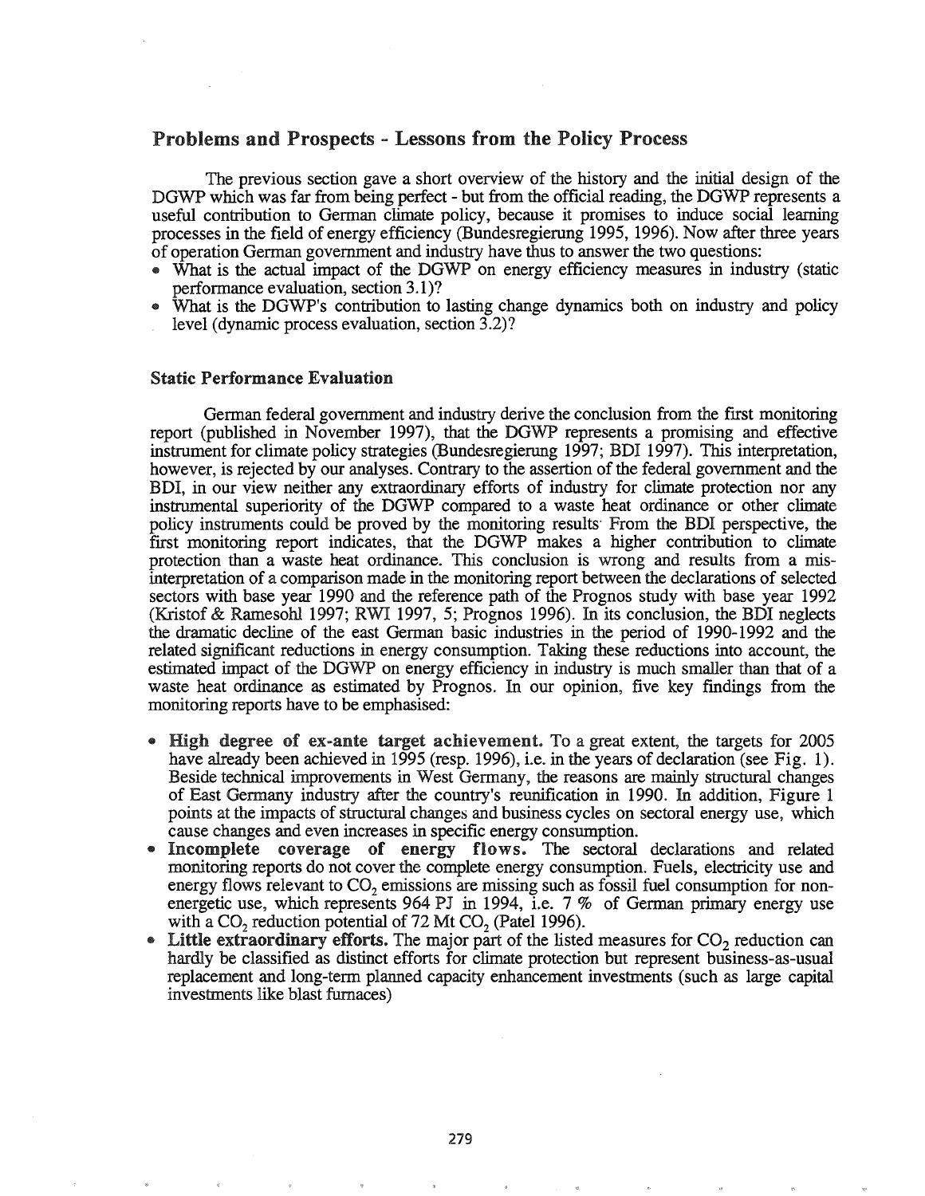## Problems and Prospects - Lessons from the Policy Process

The previous section gave a short overview of the history and the initial design of the DGWP which was far from being perfect - but from the official reading, the DGWP represents a useful contribution to German climate policy, because it promises to induce social learning processes in the field of energy efficiency (Bundesregierung 1995, 1996). Now after three years of operation German government and industry have thus to answer the two questions:

- What is the actual impact of the DGWP on energy efficiency measures in industry (static performance evaluation, section 3.1)?
- What is the DGWP's contribution to lasting change dynamics both on industry and policy level (dynamic process evaluation, section 3.2)?

### Static Performance Evaluation

German federal government and industry derive the conclusion from the first monitoring report (published in November 1997), that the DGWP represents a promising and effective instrument for climate policy strategies (Bundesregierung 1997; BDI 1997). This interpretation, however, is rejected by our analyses. Contrary to the assertion of the federal government and the BDI, in our view neither any extraordinary efforts of industry for climate protection nor any instrumental superiority of the DGWP compared to a waste heat ordinance or other climate policy instruments could be proved by the monitoring results· From the BDI perspective, the first monitoring report indicates, that the DGWP makes a higher contribution to climate protection than a waste heat ordinance. This conclusion is wrong and results from a misinterpretation of a comparison made in the monitoring report between the declarations of selected sectors with base year 1990 and the reference path of the Prognos study with base year 1992 (Kristof & Ramesohl 1997; RWI 1997, 5; Prognos 1996). In its conclusion, the BDI neglects the dramatic decline of the east German basic industries in the period of 1990-1992 and the related significant reductions in energy consumption. Taking these reductions into account, the estimated impact of the DGWP on energy efficiency in industry is much smaller than that of a waste heat ordinance as estimated by Prognos. In our opinion, five key findings from the monitoring reports have to be emphasised:

- **High degree of ex-ante target achievement.** To a great extent, the targets for 2005 have already been achieved in 1995 (resp. 1996), i.e. in the years of declaration (see Fig. 1). Beside technical improvements in West Germany, the reasons are mainly structural changes of East Germany industry after the country's reunification in 1990. In addition, Figure 1 points at the impacts of structural changes and business cycles on sectoral energy use, which cause changes and even increases in specific energy consumption.
- **Incomplete coverage of energy flows.** The sectoral declarations and related monitoring reports do not cover the complete energy consumption. Fuels, electricity use and energy flows relevant to $CO_2$ emissions are missing such as fossil fuel consumption for non-energetic use, which represents 964 PJ in 1994, i.e. 7 % of German primary energy use with a $CO_2$ reduction potential of 72 Mt $CO_2$ (Patel 1996).
- **Little extraordinary efforts.** The major part of the listed measures for $CO_2$ reduction can hardly be classified as distinct efforts for climate protection but represent business-as-usual replacement and long-term planned capacity enhancement investments (such as large capital investments like blast furnaces)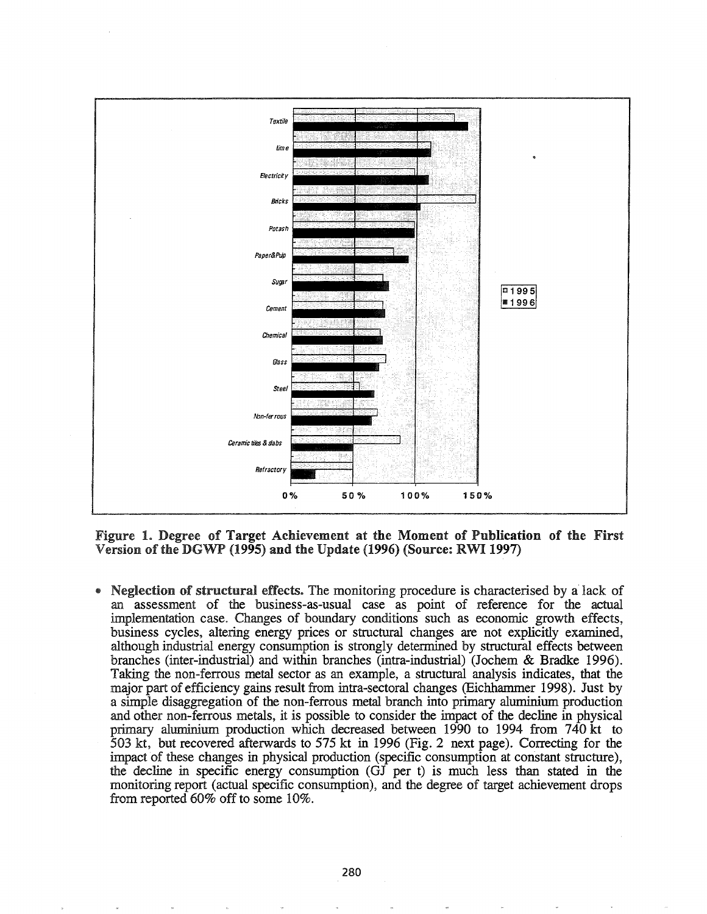Figure 1. Degree of Target Achievement at the Moment of Publication of the First Version of the DGWP (1995) and the Update (1996) (Source: RWI 1997)

- **Neglection of structural effects.** The monitoring procedure is characterised by a lack of an assessment of the business-as-usual case as point of reference for the actual implementation case. Changes of boundary conditions such as economic growth effects, business cycles, altering energy prices or structural changes are not explicitly examined, although industrial energy consumption is strongly determined by structural effects between branches (inter-industrial) and within branches (intra-industrial) (Jochem & Bradke 1996). Taking the non-ferrous metal sector as an example, a structural analysis indicates, that the major part of efficiency gains result from intra-sectoral changes (Eichhammer 1998). Just by a simple disaggregation of the non-ferrous metal branch into primary aluminium production and other non-ferrous metals, it is possible to consider the impact of the decline in physical primary aluminium production which decreased between 1990 to 1994 from 740 kt to 503 kt, but recovered afterwards to 575 kt in 1996 (Fig. 2 next page). Correcting for the impact of these changes in physical production (specific consumption at constant structure), the decline in specific energy consumption (GJ per t) is much less than stated in the monitoring report (actual specific consumption), and the degree of target achievement drops from reported 60% off to some 10%.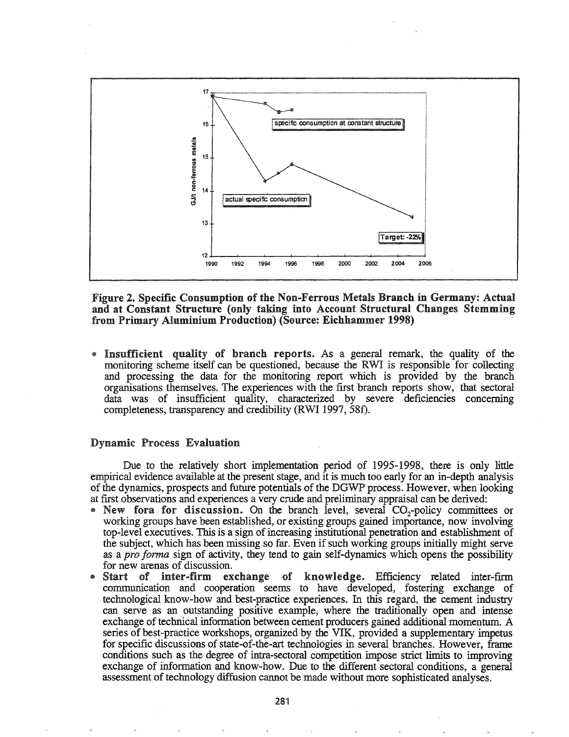**Figure 2. Specific Consumption of the Non-Ferrous Metals Branch in Germany: Actual and at Constant Structure (only taking into Account Structural Changes Stemming from Primary Aluminium Production) (Source: Eichhammer 1998)**

- **Insufficient quality of branch reports.** As a general remark, the quality of the monitoring scheme itself can be questioned, because the RWI is responsible for collecting and processing the data for the monitoring report which is provided by the branch organisations themselves. The experiences with the first branch reports show, that sectoral data was of insufficient quality, characterized by severe deficiencies concerning completeness, transparency and credibility (RWI 1997, 58f).

## Dynamic Process Evaluation

Due to the relatively short implementation period of 1995-1998, there is only little empirical evidence available at the present stage, and it is much too early for an in-depth analysis of the dynamics, prospects and future potentials of the DGWP process. However, when looking at first observations and experiences a very crude and preliminary appraisal can be derived:

- **New fora for discussion.** On the branch level, several $CO_2$-policy committees or working groups have been established, or existing groups gained importance, now involving top-level executives. This is a sign of increasing institutional penetration and establishment of the subject, which has been missing so far. Even if such working groups initially might serve as a *pro forma* sign of activity, they tend to gain self-dynamics which opens the possibility for new arenas of discussion.
- **Start of inter-firm exchange of knowledge.** Efficiency related inter-firm communication and cooperation seems to have developed, fostering exchange of technological know-how and best-practice experiences. In this regard, the cement industry can serve as an outstanding positive example, where the traditionally open and intense exchange of technical information between cement producers gained additional momentum. A series of best-practice workshops, organized by the VIK, provided a supplementary impetus for specific discussions of state-of-the-art technologies in several branches. However, frame conditions such as the degree of intra-sectoral competition impose strict limits to improving exchange of information and know-how. Due to the different sectoral conditions, a general assessment of technology diffusion cannot be made without more sophisticated analyses.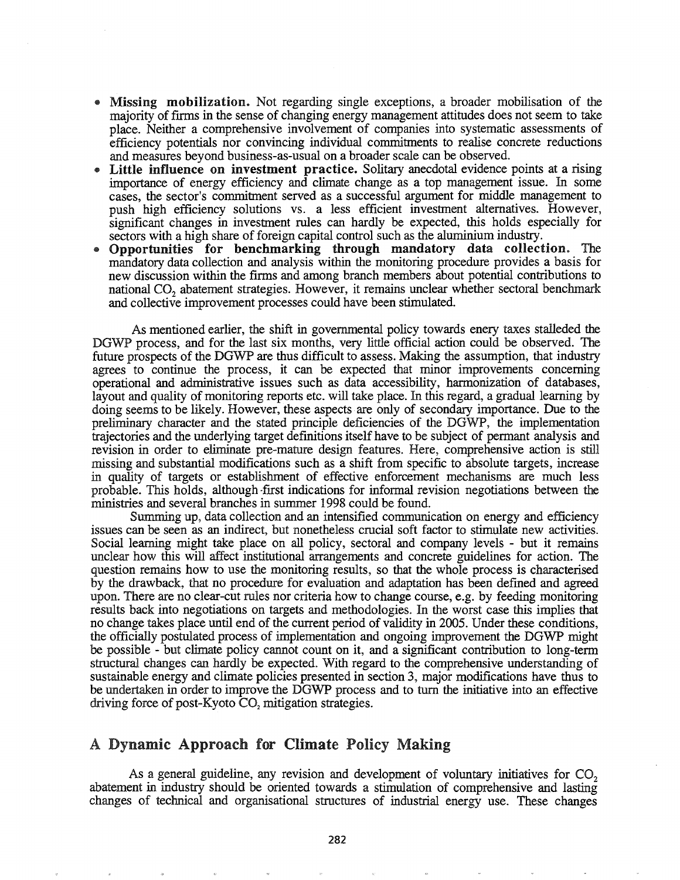- **Missing mobilization.** Not regarding single exceptions, a broader mobilisation of the majority of firms in the sense of changing energy management attitudes does not seem to take place. Neither a comprehensive involvement of companies into systematic assessments of efficiency potentials nor convincing individual commitments to realise concrete reductions and measures beyond business-as-usual on a broader scale can be observed.
- **Little influence on investment practice.** Solitary anecdotal evidence points at a rising importance of energy efficiency and climate change as a top management issue. In some cases, the sector's commitment served as a successful argument for middle management to push high efficiency solutions vs. a less efficient investment alternatives. However, significant changes in investment rules can hardly be expected, this holds especially for sectors with a high share of foreign capital control such as the aluminium industry.
- **Opportunities for benchmarking through mandatory data collection.** The mandatory data collection and analysis within the monitoring procedure provides a basis for new discussion within the firms and among branch members about potential contributions to national $CO_2$ abatement strategies. However, it remains unclear whether sectoral benchmark and collective improvement processes could have been stimulated.

As mentioned earlier, the shift in governmental policy towards enery taxes stalleded the DGWP process, and for the last six months, very little official action could be observed. The future prospects of the DGWP are thus difficult to assess. Making the assumption, that industry agrees to continue the process, it can be expected that minor improvements concerning operational and administrative issues such as data accessibility, harmonization of databases, layout and quality of monitoring reports etc. will take place. In this regard, a gradual learning by doing seems to be likely. However, these aspects are only of secondary importance. Due to the preliminary character and the stated principle deficiencies of the DGWP, the implementation trajectories and the underlying target definitions itself have to be subject of permant analysis and revision in order to eliminate pre-mature design features. Here, comprehensive action is still missing and substantial modifications such as a shift from specific to absolute targets, increase in quality of targets or establishment of effective enforcement mechanisms are much less probable. This holds, although first indications for informal revision negotiations between the ministries and several branches in summer 1998 could be found.

Summing up, data collection and an intensified communication on energy and efficiency issues can be seen as an indirect, but nonetheless crucial soft factor to stimulate new activities. Social learning might take place on all policy, sectoral and company levels - but it remains unclear how this will affect institutional arrangements and concrete guidelines for action. The question remains how to use the monitoring results, so that the whole process is characterised by the drawback, that no procedure for evaluation and adaptation has been defined and agreed upon. There are no clear-cut rules nor criteria how to change course, e.g. by feeding monitoring results back into negotiations on targets and methodologies. In the worst case this implies that no change takes place until end of the current period of validity in 2005. Under these conditions, the officially postulated process of implementation and ongoing improvement the DGWP might be possible - but climate policy cannot count on it, and a significant contribution to long-term structural changes can hardly be expected. With regard to the comprehensive understanding of sustainable energy and climate policies presented in section 3, major modifications have thus to be undertaken in order to improve the DGWP process and to turn the initiative into an effective driving force of post-Kyoto $CO_2$ mitigation strategies.

## A Dynamic Approach for Climate Policy Making

As a general guideline, any revision and development of voluntary initiatives for $CO_2$ abatement in industry should be oriented towards a stimulation of comprehensive and lasting changes of technical and organisational structures of industrial energy use. These changes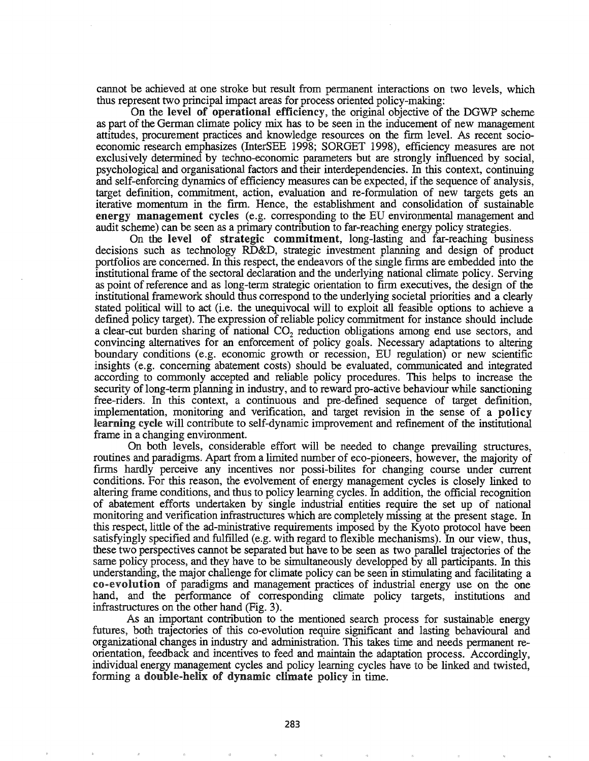cannot be achieved at one stroke but result from permanent interactions on two levels, which thus represent two principal impact areas for process oriented policy-making:

On the **level of operational efficiency**, the original objective of the DGWP scheme as part of the German climate policy mix has to be seen in the inducement of new management attitudes, procurement practices and knowledge resources on the firm level. As recent socio-economic research emphasizes (InterSEE 1998; SORGET 1998), efficiency measures are not exclusively determined by techno-economic parameters but are strongly influenced by social, psychological and organisational factors and their interdependencies. In this context, continuing and self-enforcing dynamics of efficiency measures can be expected, if the sequence of analysis, target definition, commitment, action, evaluation and re-formulation of new targets gets an iterative momentum in the firm. Hence, the establishment and consolidation of sustainable **energy management cycles** (e.g. corresponding to the EU environmental management and audit scheme) can be seen as a primary contribution to far-reaching energy policy strategies.

On the **level of strategic commitment**, long-lasting and far-reaching business decisions such as technology RD&D, strategic investment planning and design of product portfolios are concerned. In this respect, the endeavors of the single firms are embedded into the institutional frame of the sectoral declaration and the underlying national climate policy. Serving as point of reference and as long-term strategic orientation to firm executives, the design of the institutional framework should thus correspond to the underlying societal priorities and a clearly stated political will to act (i.e. the unequivocal will to exploit all feasible options to achieve a defined policy target). The expression of reliable policy commitment for instance should include a clear-cut burden sharing of national $CO_2$ reduction obligations among end use sectors, and convincing alternatives for an enforcement of policy goals. Necessary adaptations to altering boundary conditions (e.g. economic growth or recession, EU regulation) or new scientific insights (e.g. concerning abatement costs) should be evaluated, communicated and integrated according to commonly accepted and reliable policy procedures. This helps to increase the security of long-term planning in industry, and to reward pro-active behaviour while sanctioning free-riders. In this context, a continuous and pre-defined sequence of target definition, implementation, monitoring and verification, and target revision in the sense of a **policy learning cycle** will contribute to self-dynamic improvement and refinement of the institutional frame in a changing environment.

On both levels, considerable effort will be needed to change prevailing structures, routines and paradigms. Apart from a limited number of eco-pioneers, however, the majority of firms hardly perceive any incentives nor possi-bilites for changing course under current conditions. For this reason, the evolvement of energy management cycles is closely linked to altering frame conditions, and thus to policy learning cycles. In addition, the official recognition of abatement efforts undertaken by single industrial entities require the set up of national monitoring and verification infrastructures which are completely missing at the present stage. In this respect, little of the ad-ministrative requirements imposed by the Kyoto protocol have been satisfyingly specified and fulfilled (e.g. with regard to flexible mechanisms). In our view, thus, these two perspectives cannot be separated but have to be seen as two parallel trajectories of the same policy process, and they have to be simultaneously developped by all participants. In this understanding, the major challenge for climate policy can be seen in stimulating and facilitating a **co-evolution** of paradigms and management practices of industrial energy use on the one hand, and the performance of corresponding climate policy targets, institutions and infrastructures on the other hand (Fig. 3).

As an important contribution to the mentioned search process for sustainable energy futures, both trajectories of this co-evolution require significant and lasting behavioural and organizational changes in industry and administration. This takes time and needs permanent re-orientation, feedback and incentives to feed and maintain the adaptation process. Accordingly, individual energy management cycles and policy learning cycles have to be linked and twisted, forming a **double-helix of dynamic climate policy** in time.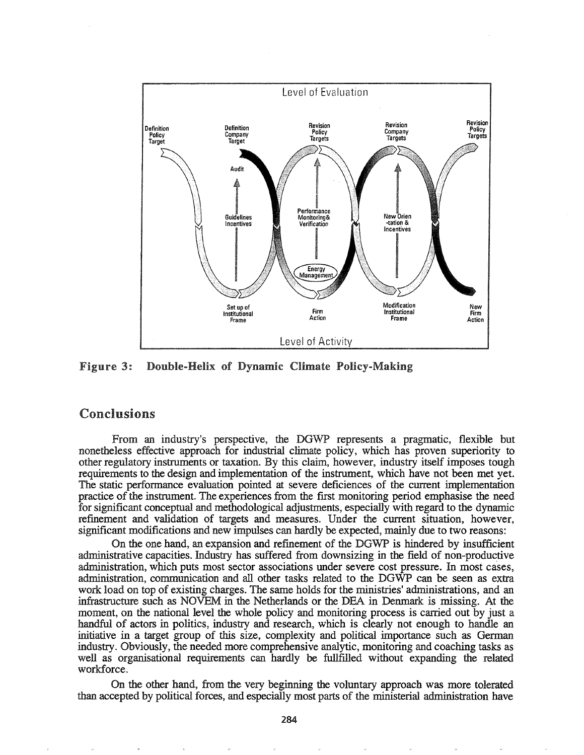Figure 3: Double-Helix of Dynamic Climate Policy-Making

## Conclusions

From an industry's perspective, the DGWP represents a pragmatic, flexible but nonetheless effective approach for industrial climate policy, which has proven superiority to other regulatory instruments or taxation. By this claim, however, industry itself imposes tough requirements to the design and implementation of the instrument, which have not been met yet. The static performance evaluation pointed at severe deficiences of the current implementation practice of the instrument. The experiences from the first monitoring period emphasise the need for significant conceptual and methodological adjustments, especially with regard to the dynamic refinement and validation of targets and measures. Under the current situation, however, significant modifications and new impulses can hardly be expected, mainly due to two reasons:

On the one hand, an expansion and refinement of the DGWP is hindered by insufficient administrative capacities. Industry has suffered from downsizing in the field of non-productive administration, which puts most sector associations under severe cost pressure. In most cases, administration, communication and all other tasks related to the DGWP can be seen as extra work load on top of existing charges. The same holds for the ministries' administrations, and an infrastructure such as NOVEM in the Netherlands or the DEA in Denmark is missing. At the moment, on the national level the whole policy and monitoring process is carried out by just a handful of actors in politics, industry and research, which is clearly not enough to handle an initiative in a target group of this size, complexity and political importance such as German industry. Obviously, the needed more comprehensive analytic, monitoring and coaching tasks as well as organisational requirements can hardly be fullfilled without expanding the related workforce.

On the other hand, from the very beginning the voluntary approach was more tolerated than accepted by political forces, and especially most parts of the ministerial administration have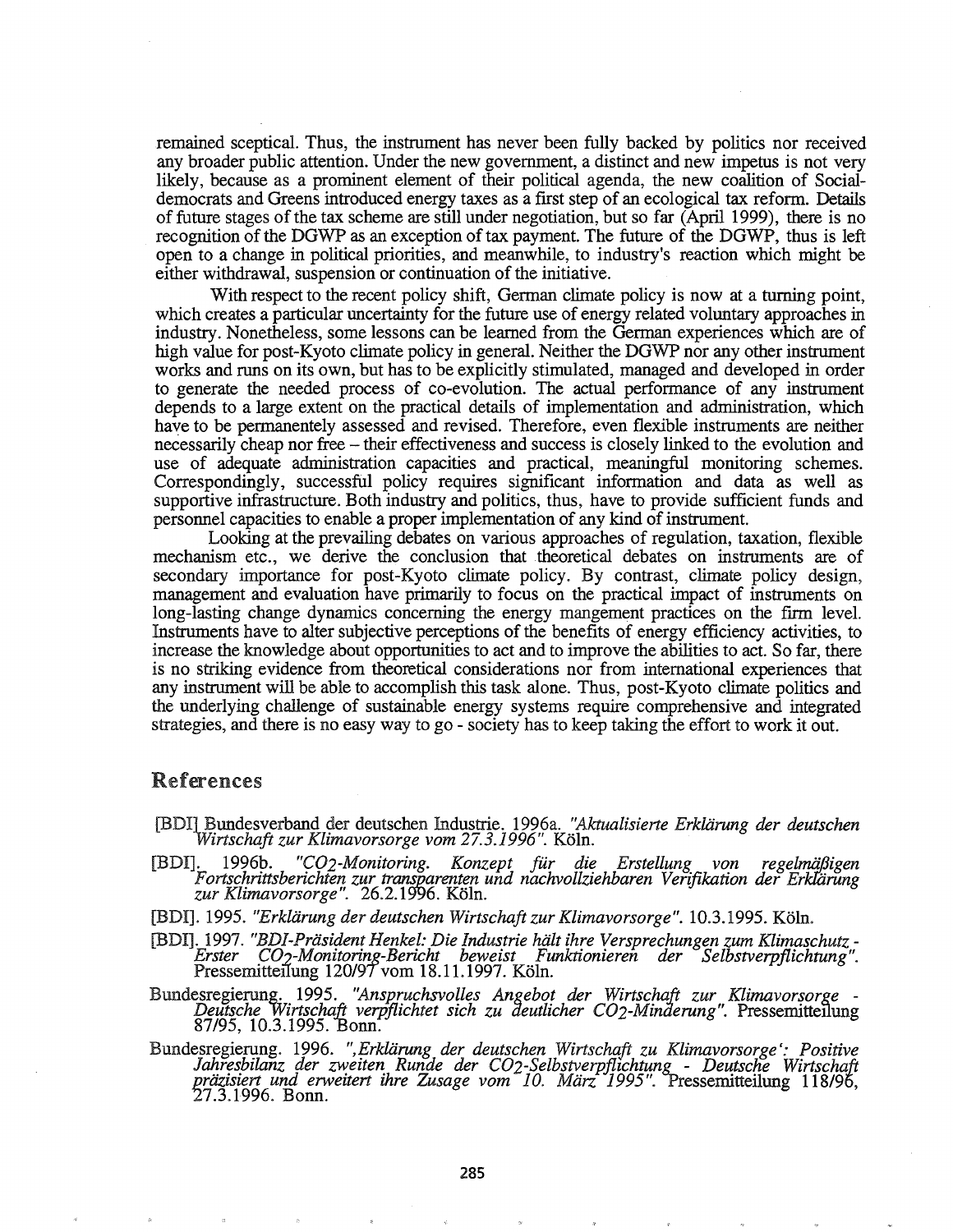remained sceptical. Thus, the instrument has never been fully backed by politics nor received any broader public attention. Under the new government, a distinct and new impetus is not very likely, because as a prominent element of their political agenda, the new coalition of Social-democrats and Greens introduced energy taxes as a first step of an ecological tax reform. Details of future stages of the tax scheme are still under negotiation, but so far (April 1999), there is no recognition of the DGWP as an exception of tax payment. The future of the DGWP, thus is left open to a change in political priorities, and meanwhile, to industry's reaction which might be either withdrawal, suspension or continuation of the initiative.

With respect to the recent policy shift, German climate policy is now at a turning point, which creates a particular uncertainty for the future use of energy related voluntary approaches in industry. Nonetheless, some lessons can be learned from the German experiences which are of high value for post-Kyoto climate policy in general. Neither the DGWP nor any other instrument works and runs on its own, but has to be explicitly stimulated, managed and developed in order to generate the needed process of co-evolution. The actual performance of any instrument depends to a large extent on the practical details of implementation and administration, which have to be permanentely assessed and revised. Therefore, even flexible instruments are neither necessarily cheap nor free – their effectiveness and success is closely linked to the evolution and use of adequate administration capacities and practical, meaningful monitoring schemes. Correspondingly, successful policy requires significant information and data as well as supportive infrastructure. Both industry and politics, thus, have to provide sufficient funds and personnel capacities to enable a proper implementation of any kind of instrument.

Looking at the prevailing debates on various approaches of regulation, taxation, flexible mechanism etc., we derive the conclusion that theoretical debates on instruments are of secondary importance for post-Kyoto climate policy. By contrast, climate policy design, management and evaluation have primarily to focus on the practical impact of instruments on long-lasting change dynamics concerning the energy mangement practices on the firm level. Instruments have to alter subjective perceptions of the benefits of energy efficiency activities, to increase the knowledge about opportunities to act and to improve the abilities to act. So far, there is no striking evidence from theoretical considerations nor from international experiences that any instrument will be able to accomplish this task alone. Thus, post-Kyoto climate politics and the underlying challenge of sustainable energy systems require comprehensive and integrated strategies, and there is no easy way to go - society has to keep taking the effort to work it out.

## References

[BDI] Bundesverband der deutschen Industrie. 1996a. *"Aktualisierte Erklärung der deutschen Wirtschaft zur Klimavorsorge vom 27.3.1996"*. Köln.

[BDI]. 1996b. *"$CO_2$-Monitoring. Konzept für die Erstellung von regelmäßigen Fortschrittsberichten zur transparenten und nachvollziehbaren Verifikation der Erklärung zur Klimavorsorge"*. 26.2.1996. Köln.

[BDI]. 1995. *"Erklärung der deutschen Wirtschaft zur Klimavorsorge"*. 10.3.1995. Köln.

[BDI]. 1997. *"BDI-Präsident Henkel: Die Industrie hält ihre Versprechungen zum Klimaschutz - Erster $CO_2$-Monitoring-Bericht beweist Funktionieren der Selbstverpflichtung"*. Pressemitteilung 120/97 vom 18.11.1997. Köln.

Bundesregierung. 1995. *"Anspruchsvolles Angebot der Wirtschaft zur Klimavorsorge - Deutsche Wirtschaft verpflichtet sich zu deutlicher $CO_2$-Minderung"*. Pressemitteilung 87/95, 10.3.1995. Bonn.

Bundesregierung. 1996. *",Erklärung der deutschen Wirtschaft zu Klimavorsorge': Positive Jahresbilanz der zweiten Runde der $CO_2$-Selbstverpflichtung - Deutsche Wirtschaft präzisiert und erweitert ihre Zusage vom 10. März 1995"*. Pressemitteilung 118/96, 27.3.1996. Bonn.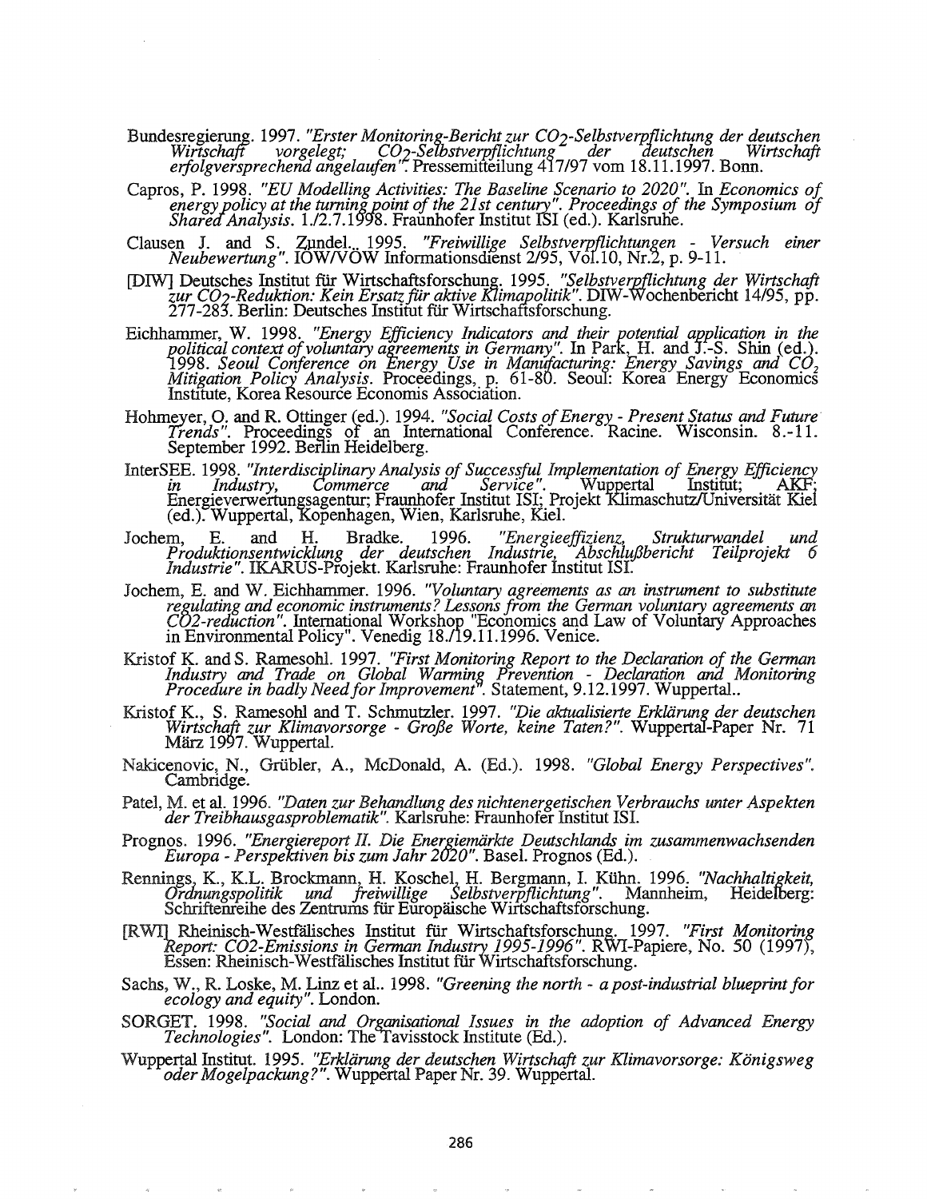Bundesregierung. 1997. *"Erster Monitoring-Bericht zur $CO_2$-Selbstverpflichtung der deutschen Wirtschaft vorgelegt; $CO_2$-Selbstverpflichtung der deutschen Wirtschaft erfolgversprechend angelaufen"*. Pressemitteilung 417/97 vom 18.11.1997. Bonn.

Capros, P. 1998. *"EU Modelling Activities: The Baseline Scenario to 2020"*. In *Economics of energy policy at the turning point of the 21st century". Proceedings of the Symposium of Shared Analysis*. 1./2.7.1998. Fraunhofer Institut ISI (ed.). Karlsruhe.

Clausen J. and S. Zundel.. 1995. *"Freiwillige Selbstverpflichtungen - Versuch einer Neubewertung"*. IÖW/VÖW Informationsdienst 2/95, Vol.10, Nr.2, p. 9-11.

[DIW] Deutsches Institut für Wirtschaftsforschung. 1995. *"Selbstverpflichtung der Wirtschaft zur $CO_2$-Reduktion: Kein Ersatz für aktive Klimapolitik"*. DIW-Wochenbericht 14/95, pp. 277-283. Berlin: Deutsches Institut für Wirtschaftsforschung.

Eichhammer, W. 1998. *"Energy Efficiency Indicators and their potential application in the political context of voluntary agreements in Germany"*. In Park, H. and J.-S. Shin (ed.). 1998. *Seoul Conference on Energy Use in Manufacturing: Energy Savings and $CO_2$ Mitigation Policy Analysis*. Proceedings, p. 61-80. Seoul: Korea Energy Economics Institute, Korea Resource Economis Association.

Hohmeyer, O. and R. Ottinger (ed.). 1994. *"Social Costs of Energy - Present Status and Future Trends"*. Proceedings of an International Conference. Racine. Wisconsin. 8.-11. September 1992. Berlin Heidelberg.

InterSEE. 1998. *"Interdisciplinary Analysis of Successful Implementation of Energy Efficiency in Industry, Commerce and Service"*. Wuppertal Institut; AKF; Energieverwertungsagentur; Fraunhofer Institut ISI; Projekt Klimaschutz/Universität Kiel (ed.). Wuppertal, Kopenhagen, Wien, Karlsruhe, Kiel.

Jochem, E. and H. Bradke. 1996. *"Energieeffizienz, Strukturwandel und Produktionsentwicklung der deutschen Industrie, Abschlußbericht Teilprojekt 6 Industrie"*. IKARUS-Projekt. Karlsruhe: Fraunhofer Institut ISI.

Jochem, E. and W. Eichhammer. 1996. *"Voluntary agreements as an instrument to substitute regulating and economic instruments? Lessons from the German voluntary agreements an $CO_2$-reduction"*. International Workshop "Economics and Law of Voluntary Approaches in Environmental Policy". Venedig 18./19.11.1996. Venice.

Kristof K. and S. Ramesohl. 1997. *"First Monitoring Report to the Declaration of the German Industry and Trade on Global Warming Prevention - Declaration and Monitoring Procedure in badly Need for Improvement"*. Statement, 9.12.1997. Wuppertal..

Kristof K., S. Ramesohl and T. Schmutzler. 1997. *"Die aktualisierte Erklärung der deutschen Wirtschaft zur Klimavorsorge - Große Worte, keine Taten?"*. Wuppertal-Paper Nr. 71 März 1997. Wuppertal.

Nakicenovic, N., Grübler, A., McDonald, A. (Ed.). 1998. *"Global Energy Perspectives"*. Cambridge.

Patel, M. et al. 1996. *"Daten zur Behandlung des nichtenergetischen Verbrauchs unter Aspekten der Treibhausgasproblematik"*. Karlsruhe: Fraunhofer Institut ISI.

Prognos. 1996. *"Energiereport II. Die Energiemärkte Deutschlands im zusammenwachsenden Europa - Perspektiven bis zum Jahr 2020"*. Basel. Prognos (Ed.).

Rennings, K., K.L. Brockmann, H. Koschel, H. Bergmann, I. Kühn. 1996. *"Nachhaltigkeit, Ordnungspolitik und freiwillige Selbstverpflichtung"*. Mannheim, Heidelberg: Schriftenreihe des Zentrums für Europäische Wirtschaftsforschung.

[RWI] Rheinisch-Westfälisches Institut für Wirtschaftsforschung. 1997. *"First Monitoring Report: CO2-Emissions in German Industry 1995-1996"*. RWI-Papiere, No. 50 (1997), Essen: Rheinisch-Westfälisches Institut für Wirtschaftsforschung.

Sachs, W., R. Loske, M. Linz et al.. 1998. *"Greening the north - a post-industrial blueprint for ecology and equity"*. London.

SORGET. 1998. *"Social and Organisational Issues in the adoption of Advanced Energy Technologies"*. London: The Tavisstock Institute (Ed.).

Wuppertal Institut. 1995. *"Erklärung der deutschen Wirtschaft zur Klimavorsorge: Königsweg oder Mogelpackung?"*. Wuppertal Paper Nr. 39. Wuppertal.